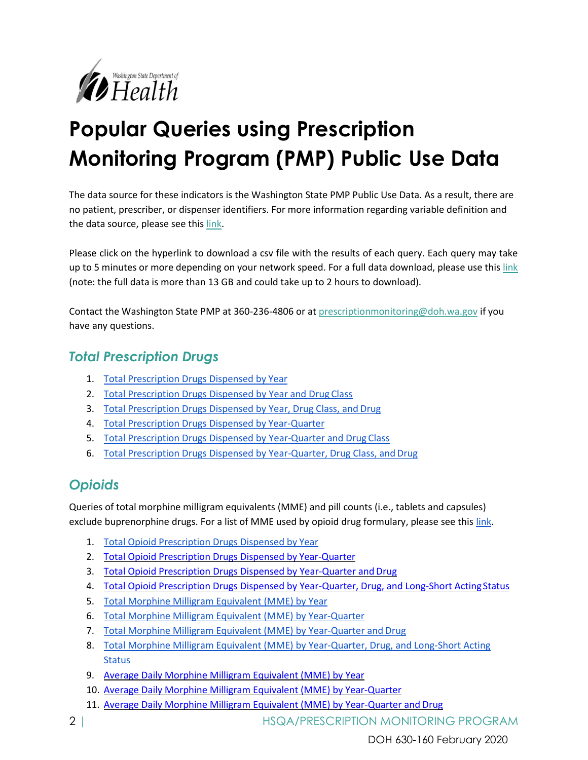Washington State Department of Health

# Popular Queries using Prescription Monitoring Program (PMP) Public Use Data

The data source for these indicators is the Washington State PMP Public Use Data. As a result, there are no patient, prescriber, or dispenser identifiers. For more information regarding variable definition and the data source, please see this link.

Please click on the hyperlink to download a csv file with the results of each query. Each query may take up to 5 minutes or more depending on your network speed. For a full data download, please use this link (note: the full data is more than 13 GB and could take up to 2 hours to download).

Contact the Washington State PMP at 360-236-4806 or at prescriptionmonitoring@doh.wa.gov if you have any questions.

## *Total Prescription Drugs*

1. Total Prescription Drugs Dispensed by Year
2. Total Prescription Drugs Dispensed by Year and Drug Class
3. Total Prescription Drugs Dispensed by Year, Drug Class, and Drug
4. Total Prescription Drugs Dispensed by Year-Quarter
5. Total Prescription Drugs Dispensed by Year-Quarter and Drug Class
6. Total Prescription Drugs Dispensed by Year-Quarter, Drug Class, and Drug

## *Opioids*

Queries of total morphine milligram equivalents (MME) and pill counts (i.e., tablets and capsules) exclude buprenorphine drugs. For a list of MME used by opioid drug formulary, please see this link.

1. Total Opioid Prescription Drugs Dispensed by Year
2. Total Opioid Prescription Drugs Dispensed by Year-Quarter
3. Total Opioid Prescription Drugs Dispensed by Year-Quarter and Drug
4. Total Opioid Prescription Drugs Dispensed by Year-Quarter, Drug, and Long-Short Acting Status
5. Total Morphine Milligram Equivalent (MME) by Year
6. Total Morphine Milligram Equivalent (MME) by Year-Quarter
7. Total Morphine Milligram Equivalent (MME) by Year-Quarter and Drug
8. Total Morphine Milligram Equivalent (MME) by Year-Quarter, Drug, and Long-Short Acting Status
9. Average Daily Morphine Milligram Equivalent (MME) by Year
10. Average Daily Morphine Milligram Equivalent (MME) by Year-Quarter
11. Average Daily Morphine Milligram Equivalent (MME) by Year-Quarter and Drug

DOH 630-160 February 2020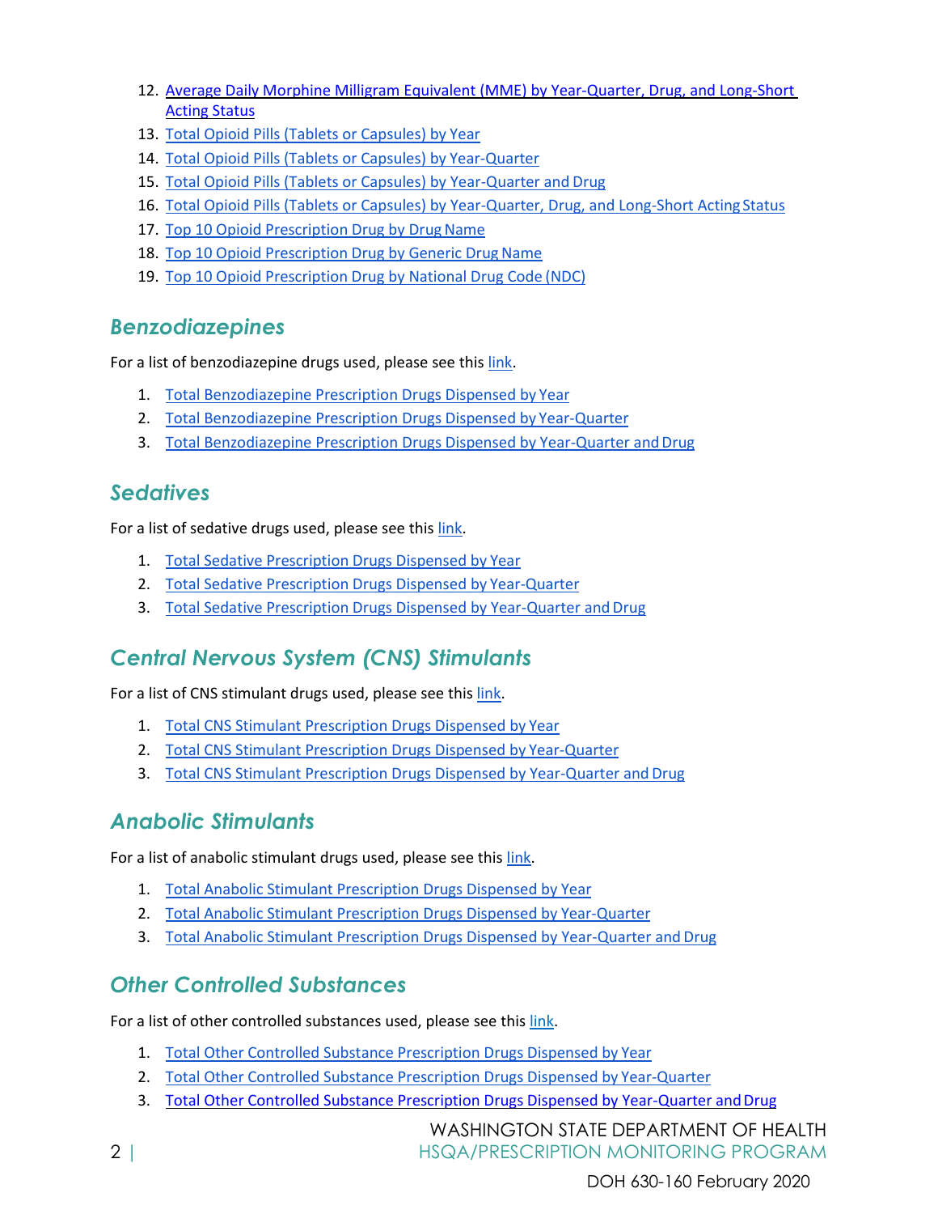12. Average Daily Morphine Milligram Equivalent (MME) by Year-Quarter, Drug, and Long-Short Acting Status
13. Total Opioid Pills (Tablets or Capsules) by Year
14. Total Opioid Pills (Tablets or Capsules) by Year-Quarter
15. Total Opioid Pills (Tablets or Capsules) by Year-Quarter and Drug
16. Total Opioid Pills (Tablets or Capsules) by Year-Quarter, Drug, and Long-Short Acting Status
17. Top 10 Opioid Prescription Drug by Drug Name
18. Top 10 Opioid Prescription Drug by Generic Drug Name
19. Top 10 Opioid Prescription Drug by National Drug Code (NDC)

## *Benzodiazepines*

For a list of benzodiazepine drugs used, please see this link.

1. Total Benzodiazepine Prescription Drugs Dispensed by Year
2. Total Benzodiazepine Prescription Drugs Dispensed by Year-Quarter
3. Total Benzodiazepine Prescription Drugs Dispensed by Year-Quarter and Drug

## *Sedatives*

For a list of sedative drugs used, please see this link.

1. Total Sedative Prescription Drugs Dispensed by Year
2. Total Sedative Prescription Drugs Dispensed by Year-Quarter
3. Total Sedative Prescription Drugs Dispensed by Year-Quarter and Drug

## *Central Nervous System (CNS) Stimulants*

For a list of CNS stimulant drugs used, please see this link.

1. Total CNS Stimulant Prescription Drugs Dispensed by Year
2. Total CNS Stimulant Prescription Drugs Dispensed by Year-Quarter
3. Total CNS Stimulant Prescription Drugs Dispensed by Year-Quarter and Drug

## *Anabolic Stimulants*

For a list of anabolic stimulant drugs used, please see this link.

1. Total Anabolic Stimulant Prescription Drugs Dispensed by Year
2. Total Anabolic Stimulant Prescription Drugs Dispensed by Year-Quarter
3. Total Anabolic Stimulant Prescription Drugs Dispensed by Year-Quarter and Drug

## *Other Controlled Substances*

For a list of other controlled substances used, please see this link.

1. Total Other Controlled Substance Prescription Drugs Dispensed by Year
2. Total Other Controlled Substance Prescription Drugs Dispensed by Year-Quarter
3. Total Other Controlled Substance Prescription Drugs Dispensed by Year-Quarter and Drug

DOH 630-160 February 2020